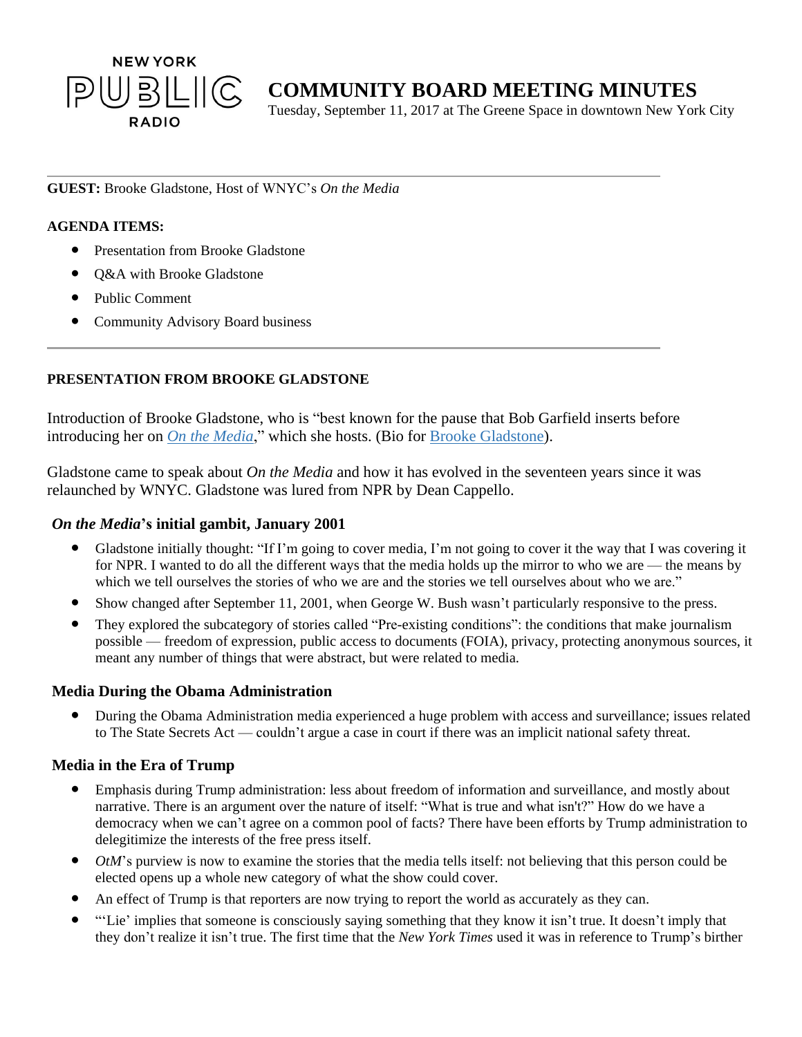NEW YORK PUBLIC RADIO

# COMMUNITY BOARD MEETING MINUTES

Tuesday, September 11, 2017 at The Greene Space in downtown New York City

---

**GUEST:** Brooke Gladstone, Host of WNYC's *On the Media*

**AGENDA ITEMS:**

- Presentation from Brooke Gladstone
- Q&A with Brooke Gladstone
- Public Comment
- Community Advisory Board business

---

**PRESENTATION FROM BROOKE GLADSTONE**

Introduction of Brooke Gladstone, who is "best known for the pause that Bob Garfield inserts before introducing her on *On the Media*," which she hosts. (Bio for Brooke Gladstone).

Gladstone came to speak about *On the Media* and how it has evolved in the seventeen years since it was relaunched by WNYC. Gladstone was lured from NPR by Dean Cappello.

### *On the Media*'s initial gambit, January 2001

- Gladstone initially thought: "If I'm going to cover media, I'm not going to cover it the way that I was covering it for NPR. I wanted to do all the different ways that the media holds up the mirror to who we are — the means by which we tell ourselves the stories of who we are and the stories we tell ourselves about who we are."
- Show changed after September 11, 2001, when George W. Bush wasn't particularly responsive to the press.
- They explored the subcategory of stories called "Pre-existing conditions": the conditions that make journalism possible — freedom of expression, public access to documents (FOIA), privacy, protecting anonymous sources, it meant any number of things that were abstract, but were related to media.

### Media During the Obama Administration

- During the Obama Administration media experienced a huge problem with access and surveillance; issues related to The State Secrets Act — couldn't argue a case in court if there was an implicit national safety threat.

### Media in the Era of Trump

- Emphasis during Trump administration: less about freedom of information and surveillance, and mostly about narrative. There is an argument over the nature of itself: "What is true and what isn't?" How do we have a democracy when we can't agree on a common pool of facts? There have been efforts by Trump administration to delegitimize the interests of the free press itself.
- *OtM*'s purview is now to examine the stories that the media tells itself: not believing that this person could be elected opens up a whole new category of what the show could cover.
- An effect of Trump is that reporters are now trying to report the world as accurately as they can.
- "'Lie' implies that someone is consciously saying something that they know it isn't true. It doesn't imply that they don't realize it isn't true. The first time that the *New York Times* used it was in reference to Trump's birther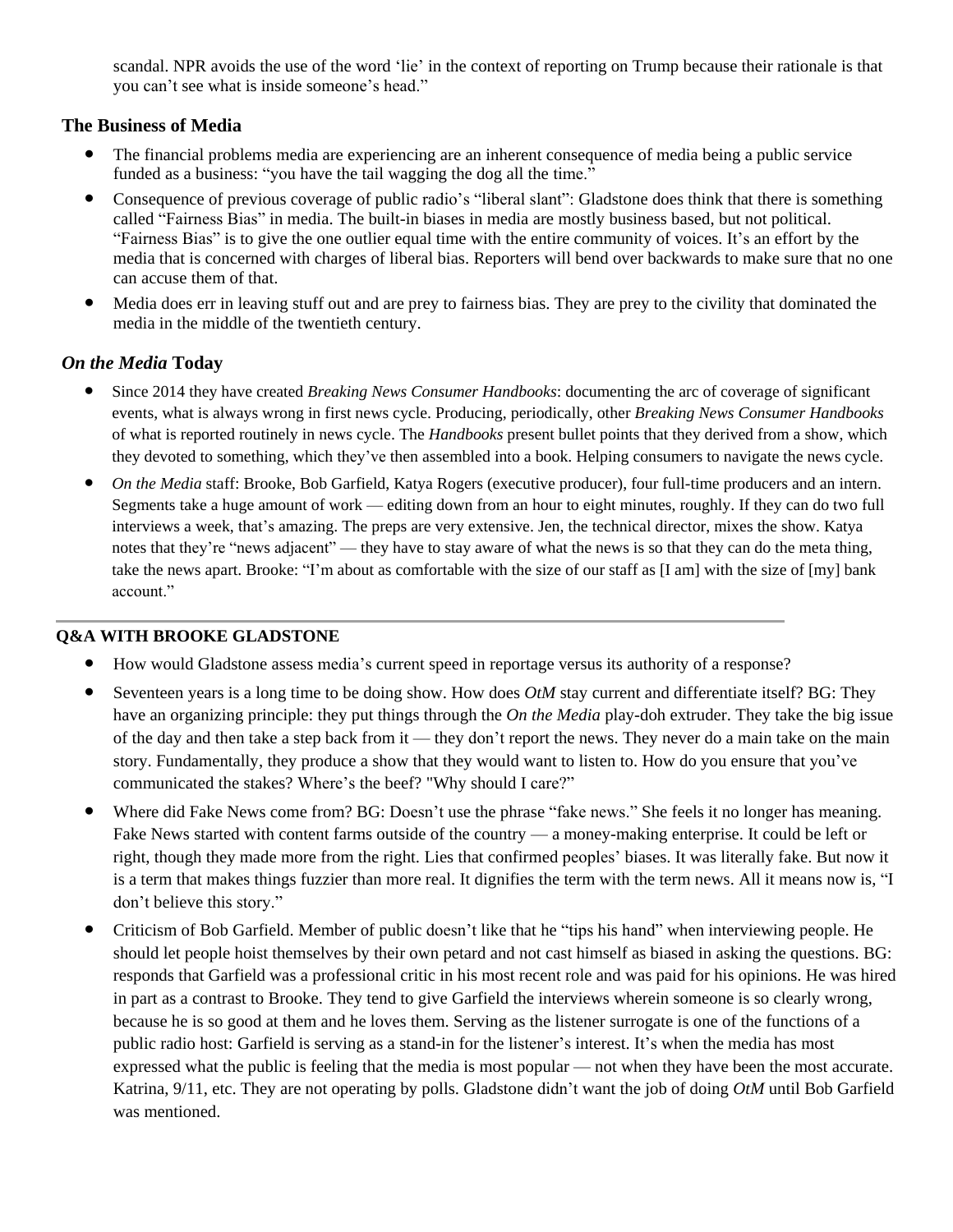scandal. NPR avoids the use of the word 'lie' in the context of reporting on Trump because their rationale is that you can't see what is inside someone's head."

### The Business of Media

- The financial problems media are experiencing are an inherent consequence of media being a public service funded as a business: "you have the tail wagging the dog all the time."
- Consequence of previous coverage of public radio's "liberal slant": Gladstone does think that there is something called "Fairness Bias" in media. The built-in biases in media are mostly business based, but not political. "Fairness Bias" is to give the one outlier equal time with the entire community of voices. It's an effort by the media that is concerned with charges of liberal bias. Reporters will bend over backwards to make sure that no one can accuse them of that.
- Media does err in leaving stuff out and are prey to fairness bias. They are prey to the civility that dominated the media in the middle of the twentieth century.

### *On the Media* Today

- Since 2014 they have created *Breaking News Consumer Handbooks*: documenting the arc of coverage of significant events, what is always wrong in first news cycle. Producing, periodically, other *Breaking News Consumer Handbooks* of what is reported routinely in news cycle. The *Handbooks* present bullet points that they derived from a show, which they devoted to something, which they've then assembled into a book. Helping consumers to navigate the news cycle.
- *On the Media* staff: Brooke, Bob Garfield, Katya Rogers (executive producer), four full-time producers and an intern. Segments take a huge amount of work — editing down from an hour to eight minutes, roughly. If they can do two full interviews a week, that's amazing. The preps are very extensive. Jen, the technical director, mixes the show. Katya notes that they're "news adjacent" — they have to stay aware of what the news is so that they can do the meta thing, take the news apart. Brooke: "I'm about as comfortable with the size of our staff as [I am] with the size of [my] bank account."

---

### Q&A WITH BROOKE GLADSTONE

- How would Gladstone assess media's current speed in reportage versus its authority of a response?
- Seventeen years is a long time to be doing show. How does *OtM* stay current and differentiate itself? BG: They have an organizing principle: they put things through the *On the Media* play-doh extruder. They take the big issue of the day and then take a step back from it — they don't report the news. They never do a main take on the main story. Fundamentally, they produce a show that they would want to listen to. How do you ensure that you've communicated the stakes? Where's the beef? "Why should I care?"
- Where did Fake News come from? BG: Doesn't use the phrase "fake news." She feels it no longer has meaning. Fake News started with content farms outside of the country — a money-making enterprise. It could be left or right, though they made more from the right. Lies that confirmed peoples' biases. It was literally fake. But now it is a term that makes things fuzzier than more real. It dignifies the term with the term news. All it means now is, "I don't believe this story."
- Criticism of Bob Garfield. Member of public doesn't like that he "tips his hand" when interviewing people. He should let people hoist themselves by their own petard and not cast himself as biased in asking the questions. BG: responds that Garfield was a professional critic in his most recent role and was paid for his opinions. He was hired in part as a contrast to Brooke. They tend to give Garfield the interviews wherein someone is so clearly wrong, because he is so good at them and he loves them. Serving as the listener surrogate is one of the functions of a public radio host: Garfield is serving as a stand-in for the listener's interest. It's when the media has most expressed what the public is feeling that the media is most popular — not when they have been the most accurate. Katrina, 9/11, etc. They are not operating by polls. Gladstone didn't want the job of doing *OtM* until Bob Garfield was mentioned.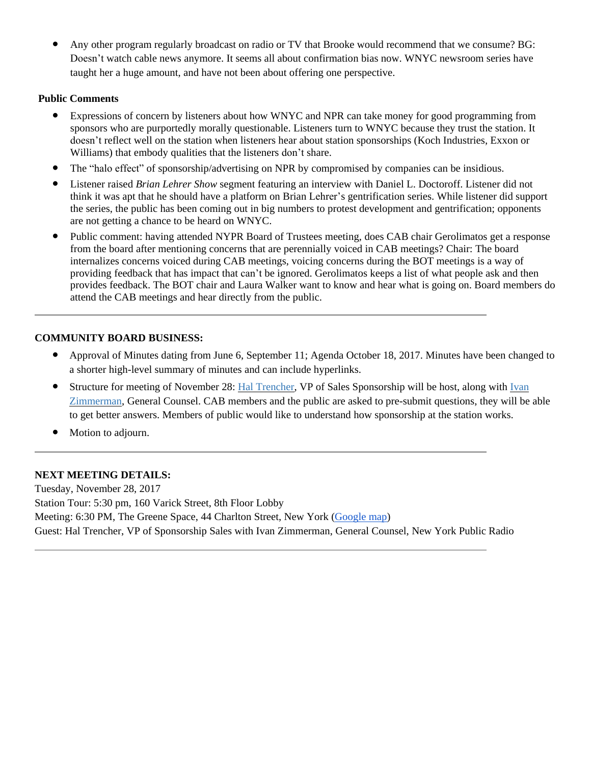- Any other program regularly broadcast on radio or TV that Brooke would recommend that we consume? BG: Doesn't watch cable news anymore. It seems all about confirmation bias now. WNYC newsroom series have taught her a huge amount, and have not been about offering one perspective.

**Public Comments**

- Expressions of concern by listeners about how WNYC and NPR can take money for good programming from sponsors who are purportedly morally questionable. Listeners turn to WNYC because they trust the station. It doesn't reflect well on the station when listeners hear about station sponsorships (Koch Industries, Exxon or Williams) that embody qualities that the listeners don't share.
- The "halo effect" of sponsorship/advertising on NPR by compromised by companies can be insidious.
- Listener raised *Brian Lehrer Show* segment featuring an interview with Daniel L. Doctoroff. Listener did not think it was apt that he should have a platform on Brian Lehrer's gentrification series. While listener did support the series, the public has been coming out in big numbers to protest development and gentrification; opponents are not getting a chance to be heard on WNYC.
- Public comment: having attended NYPR Board of Trustees meeting, does CAB chair Gerolimatos get a response from the board after mentioning concerns that are perennially voiced in CAB meetings? Chair: The board internalizes concerns voiced during CAB meetings, voicing concerns during the BOT meetings is a way of providing feedback that has impact that can't be ignored. Gerolimatos keeps a list of what people ask and then provides feedback. The BOT chair and Laura Walker want to know and hear what is going on. Board members do attend the CAB meetings and hear directly from the public.

---

**COMMUNITY BOARD BUSINESS:**

- Approval of Minutes dating from June 6, September 11; Agenda October 18, 2017. Minutes have been changed to a shorter high-level summary of minutes and can include hyperlinks.
- Structure for meeting of November 28: Hal Trencher, VP of Sales Sponsorship will be host, along with Ivan Zimmerman, General Counsel. CAB members and the public are asked to pre-submit questions, they will be able to get better answers. Members of public would like to understand how sponsorship at the station works.
- Motion to adjourn.

---

**NEXT MEETING DETAILS:**

Tuesday, November 28, 2017
Station Tour: 5:30 pm, 160 Varick Street, 8th Floor Lobby
Meeting: 6:30 PM, The Greene Space, 44 Charlton Street, New York (Google map)
Guest: Hal Trencher, VP of Sponsorship Sales with Ivan Zimmerman, General Counsel, New York Public Radio

---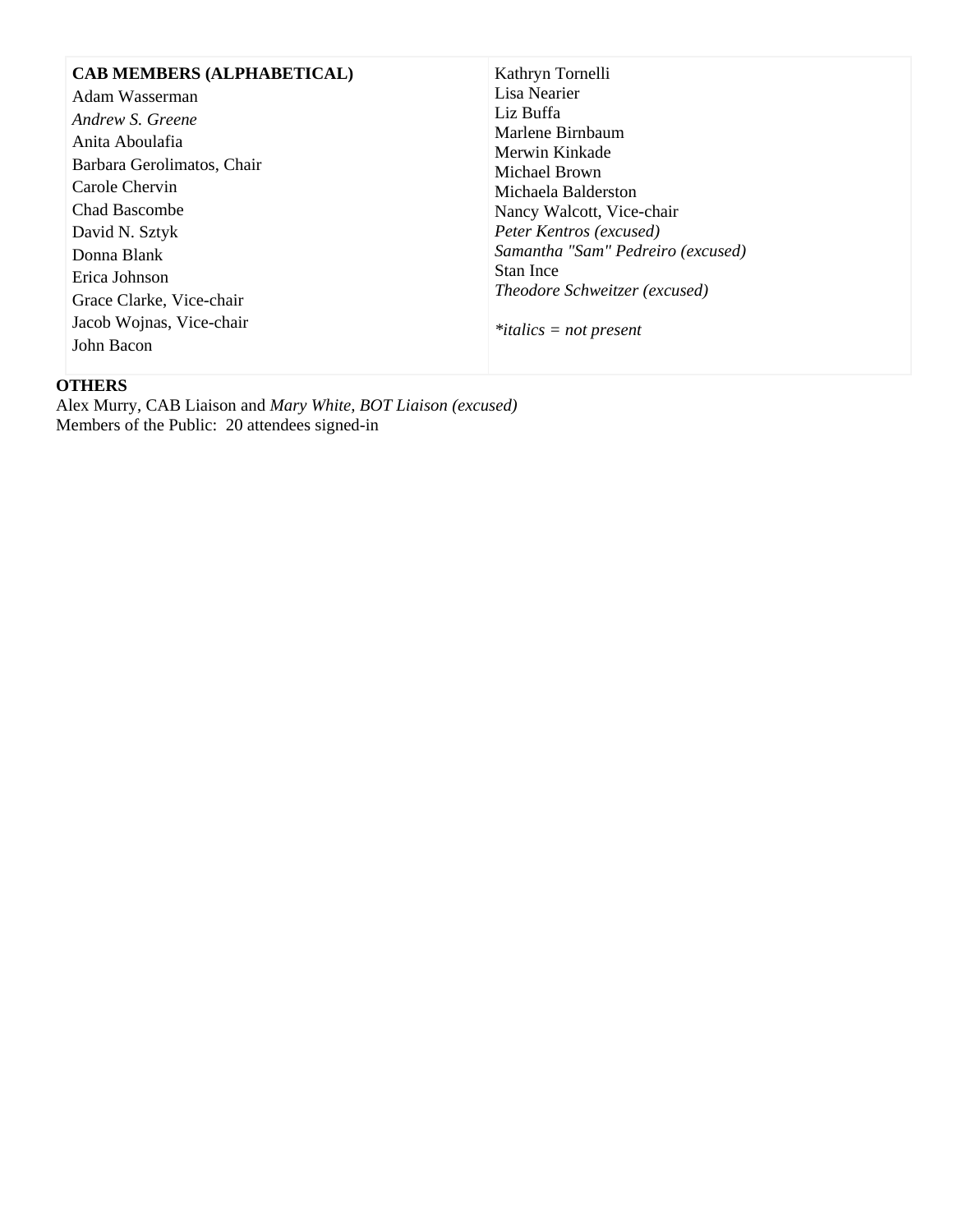| | |
|---|---|
| **CAB MEMBERS (ALPHABETICAL)**<br>Adam Wasserman<br>*Andrew S. Greene*<br>Anita Aboulafia<br>Barbara Gerolimatos, Chair<br>Carole Chervin<br>Chad Bascombe<br>David N. Sztyk<br>Donna Blank<br>Erica Johnson<br>Grace Clarke, Vice-chair<br>Jacob Wojnas, Vice-chair<br>John Bacon | Kathryn Tornelli<br>Lisa Nearier<br>Liz Buffa<br>Marlene Birnbaum<br>Merwin Kinkade<br>Michael Brown<br>Michaela Balderston<br>Nancy Walcott, Vice-chair<br>*Peter Kentros (excused)*<br>*Samantha "Sam" Pedreiro (excused)*<br>Stan Ince<br>*Theodore Schweitzer (excused)*<br><br>*\*italics = not present* |

**OTHERS**

Alex Murry, CAB Liaison and *Mary White, BOT Liaison (excused)*
Members of the Public: 20 attendees signed-in